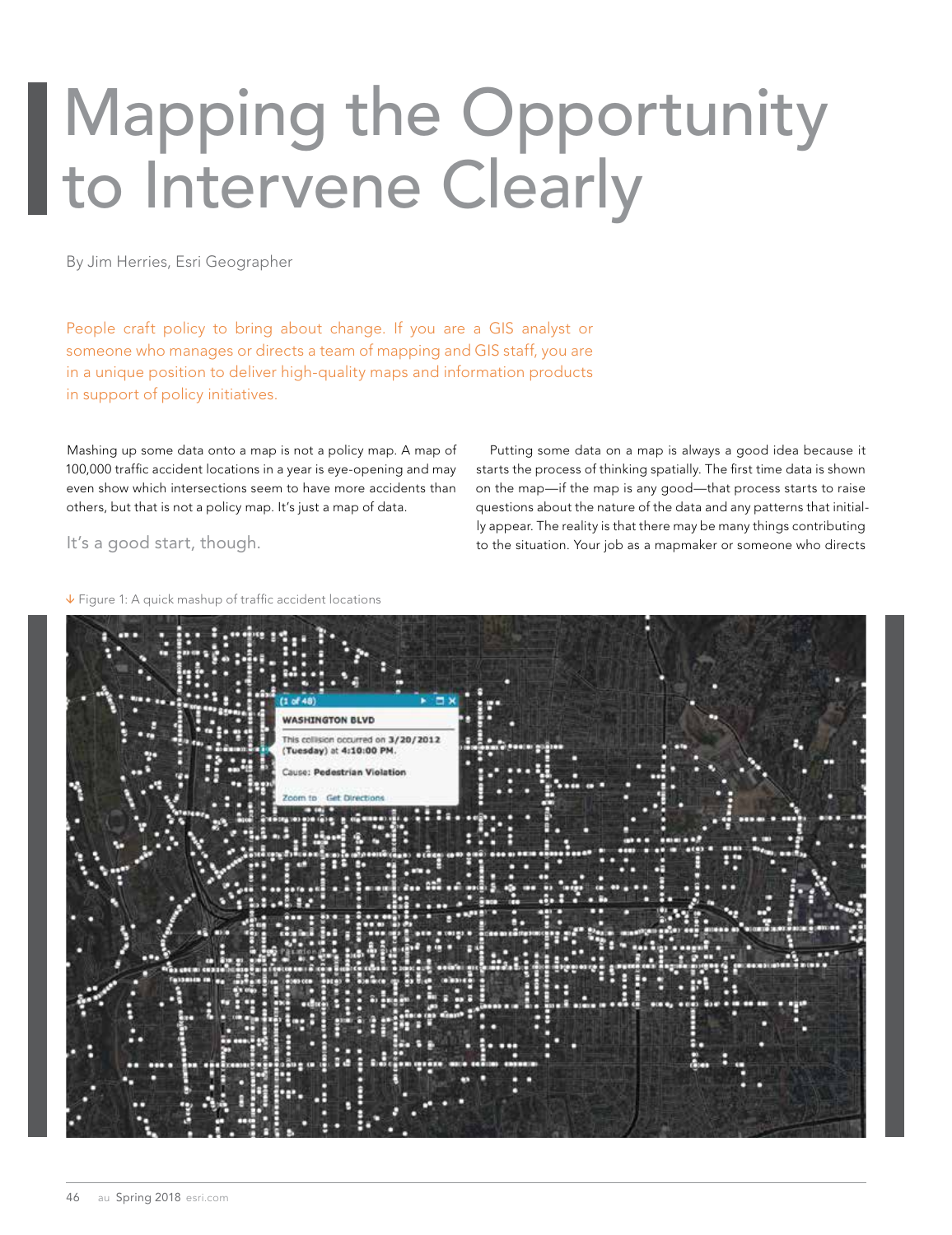# Mapping the Opportunity to Intervene Clearly

By Jim Herries, Esri Geographer

People craft policy to bring about change. If you are a GIS analyst or someone who manages or directs a team of mapping and GIS staff, you are in a unique position to deliver high-quality maps and information products in support of policy initiatives.

Mashing up some data onto a map is not a policy map. A map of 100,000 traffic accident locations in a year is eye-opening and may even show which intersections seem to have more accidents than others, but that is not a policy map. It's just a map of data.

It's a good start, though.

Putting some data on a map is always a good idea because it starts the process of thinking spatially. The first time data is shown on the map—if the map is any good—that process starts to raise questions about the nature of the data and any patterns that initially appear. The reality is that there may be many things contributing to the situation. Your job as a mapmaker or someone who directs

↓ Figure 1: A quick mashup of traffic accident locations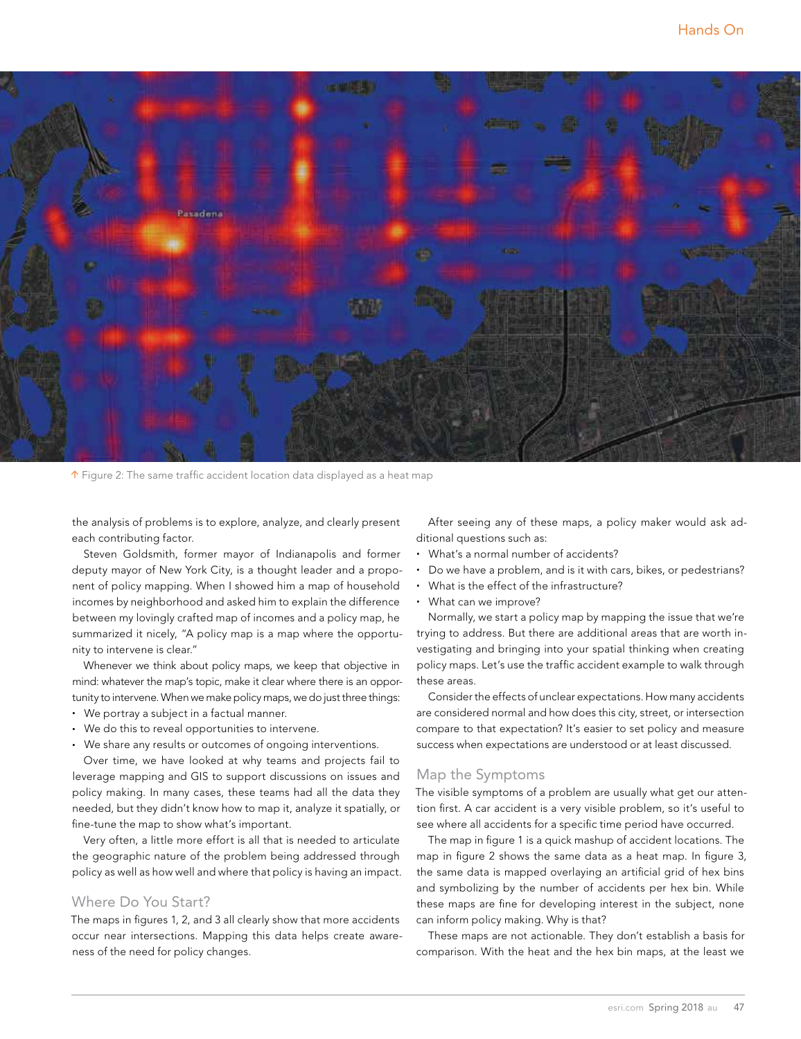↑ Figure 2: The same traffic accident location data displayed as a heat map

the analysis of problems is to explore, analyze, and clearly present each contributing factor.

Steven Goldsmith, former mayor of Indianapolis and former deputy mayor of New York City, is a thought leader and a proponent of policy mapping. When I showed him a map of household incomes by neighborhood and asked him to explain the difference between my lovingly crafted map of incomes and a policy map, he summarized it nicely, "A policy map is a map where the opportunity to intervene is clear."

Whenever we think about policy maps, we keep that objective in mind: whatever the map's topic, make it clear where there is an opportunity to intervene. When we make policy maps, we do just three things:

- We portray a subject in a factual manner.
- We do this to reveal opportunities to intervene.
- We share any results or outcomes of ongoing interventions.

Over time, we have looked at why teams and projects fail to leverage mapping and GIS to support discussions on issues and policy making. In many cases, these teams had all the data they needed, but they didn't know how to map it, analyze it spatially, or fine-tune the map to show what's important.

Very often, a little more effort is all that is needed to articulate the geographic nature of the problem being addressed through policy as well as how well and where that policy is having an impact.

## Where Do You Start?

The maps in figures 1, 2, and 3 all clearly show that more accidents occur near intersections. Mapping this data helps create awareness of the need for policy changes.

After seeing any of these maps, a policy maker would ask additional questions such as:

- What's a normal number of accidents?
- Do we have a problem, and is it with cars, bikes, or pedestrians?
- What is the effect of the infrastructure?
- What can we improve?

Normally, we start a policy map by mapping the issue that we're trying to address. But there are additional areas that are worth investigating and bringing into your spatial thinking when creating policy maps. Let's use the traffic accident example to walk through these areas.

Consider the effects of unclear expectations. How many accidents are considered normal and how does this city, street, or intersection compare to that expectation? It's easier to set policy and measure success when expectations are understood or at least discussed.

## Map the Symptoms

The visible symptoms of a problem are usually what get our attention first. A car accident is a very visible problem, so it's useful to see where all accidents for a specific time period have occurred.

The map in figure 1 is a quick mashup of accident locations. The map in figure 2 shows the same data as a heat map. In figure 3, the same data is mapped overlaying an artificial grid of hex bins and symbolizing by the number of accidents per hex bin. While these maps are fine for developing interest in the subject, none can inform policy making. Why is that?

These maps are not actionable. They don't establish a basis for comparison. With the heat and the hex bin maps, at the least we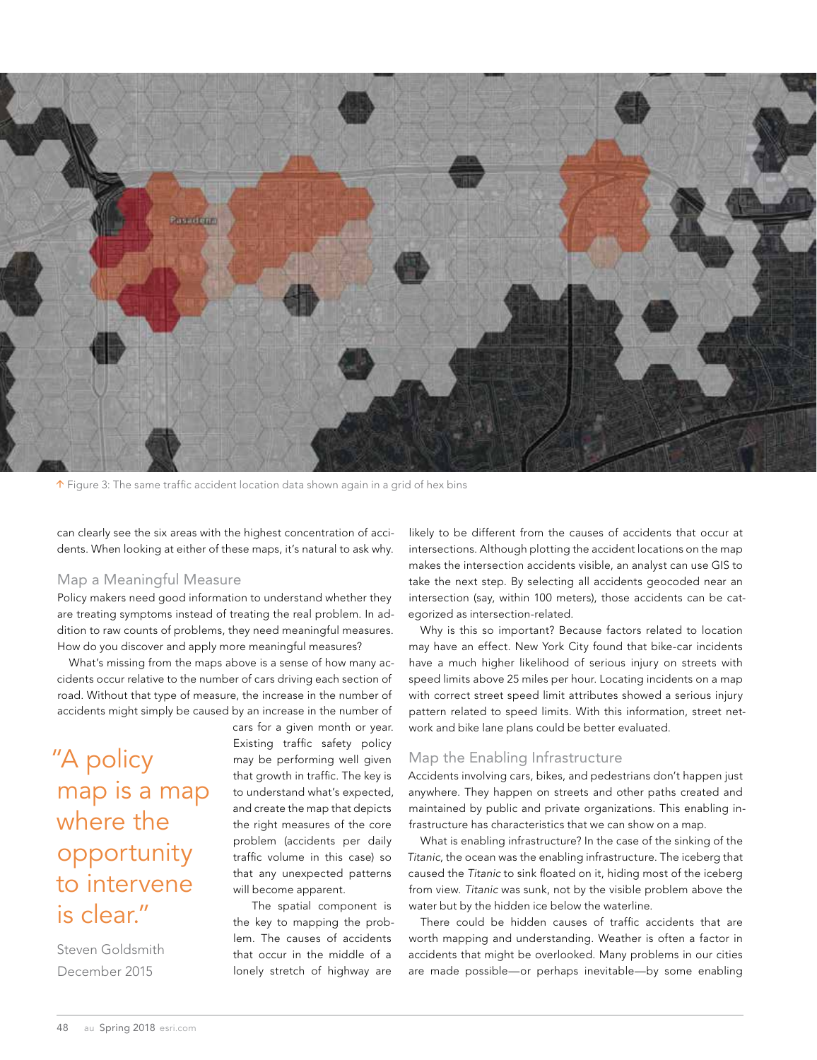↑ Figure 3: The same traffic accident location data shown again in a grid of hex bins

can clearly see the six areas with the highest concentration of accidents. When looking at either of these maps, it's natural to ask why.

## Map a Meaningful Measure

Policy makers need good information to understand whether they are treating symptoms instead of treating the real problem. In addition to raw counts of problems, they need meaningful measures. How do you discover and apply more meaningful measures?

What's missing from the maps above is a sense of how many accidents occur relative to the number of cars driving each section of road. Without that type of measure, the increase in the number of accidents might simply be caused by an increase in the number of cars for a given month or year. Existing traffic safety policy may be performing well given that growth in traffic. The key is to understand what's expected, and create the map that depicts the right measures of the core problem (accidents per daily traffic volume in this case) so that any unexpected patterns will become apparent.

> "A policy map is a map where the opportunity to intervene is clear."
>
> Steven Goldsmith
> December 2015

The spatial component is the key to mapping the problem. The causes of accidents that occur in the middle of a lonely stretch of highway are likely to be different from the causes of accidents that occur at intersections. Although plotting the accident locations on the map makes the intersection accidents visible, an analyst can use GIS to take the next step. By selecting all accidents geocoded near an intersection (say, within 100 meters), those accidents can be categorized as intersection-related.

Why is this so important? Because factors related to location may have an effect. New York City found that bike-car incidents have a much higher likelihood of serious injury on streets with speed limits above 25 miles per hour. Locating incidents on a map with correct street speed limit attributes showed a serious injury pattern related to speed limits. With this information, street network and bike lane plans could be better evaluated.

## Map the Enabling Infrastructure

Accidents involving cars, bikes, and pedestrians don't happen just anywhere. They happen on streets and other paths created and maintained by public and private organizations. This enabling infrastructure has characteristics that we can show on a map.

What is enabling infrastructure? In the case of the sinking of the *Titanic*, the ocean was the enabling infrastructure. The iceberg that caused the *Titanic* to sink floated on it, hiding most of the iceberg from view. *Titanic* was sunk, not by the visible problem above the water but by the hidden ice below the waterline.

There could be hidden causes of traffic accidents that are worth mapping and understanding. Weather is often a factor in accidents that might be overlooked. Many problems in our cities are made possible—or perhaps inevitable—by some enabling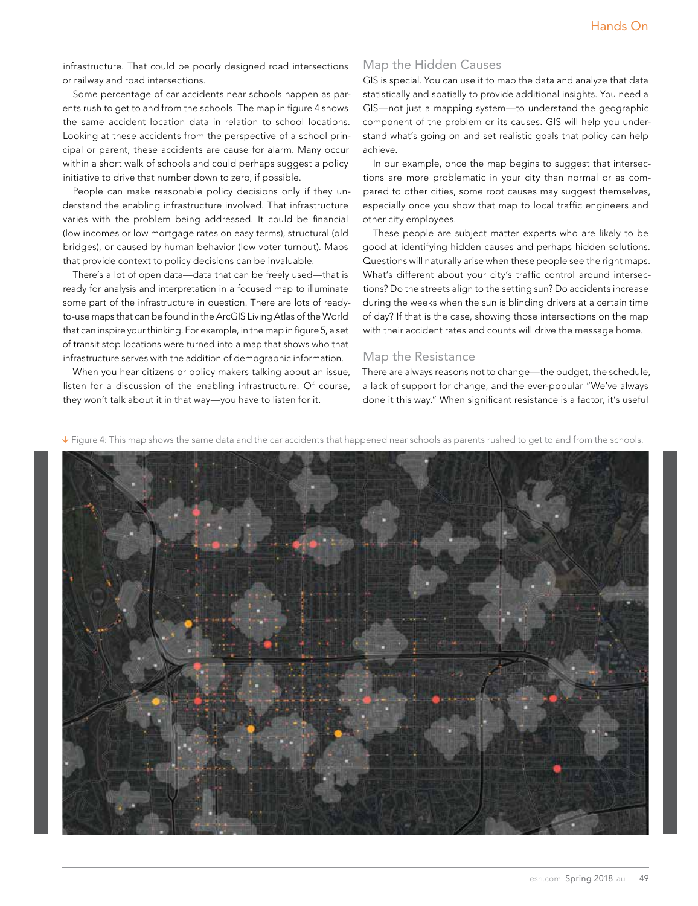infrastructure. That could be poorly designed road intersections or railway and road intersections.

Some percentage of car accidents near schools happen as parents rush to get to and from the schools. The map in figure 4 shows the same accident location data in relation to school locations. Looking at these accidents from the perspective of a school principal or parent, these accidents are cause for alarm. Many occur within a short walk of schools and could perhaps suggest a policy initiative to drive that number down to zero, if possible.

People can make reasonable policy decisions only if they understand the enabling infrastructure involved. That infrastructure varies with the problem being addressed. It could be financial (low incomes or low mortgage rates on easy terms), structural (old bridges), or caused by human behavior (low voter turnout). Maps that provide context to policy decisions can be invaluable.

There's a lot of open data—data that can be freely used—that is ready for analysis and interpretation in a focused map to illuminate some part of the infrastructure in question. There are lots of ready-to-use maps that can be found in the ArcGIS Living Atlas of the World that can inspire your thinking. For example, in the map in figure 5, a set of transit stop locations were turned into a map that shows who that infrastructure serves with the addition of demographic information.

When you hear citizens or policy makers talking about an issue, listen for a discussion of the enabling infrastructure. Of course, they won't talk about it in that way—you have to listen for it.

## Map the Hidden Causes

GIS is special. You can use it to map the data and analyze that data statistically and spatially to provide additional insights. You need a GIS—not just a mapping system—to understand the geographic component of the problem or its causes. GIS will help you understand what's going on and set realistic goals that policy can help achieve.

In our example, once the map begins to suggest that intersections are more problematic in your city than normal or as compared to other cities, some root causes may suggest themselves, especially once you show that map to local traffic engineers and other city employees.

These people are subject matter experts who are likely to be good at identifying hidden causes and perhaps hidden solutions. Questions will naturally arise when these people see the right maps. What's different about your city's traffic control around intersections? Do the streets align to the setting sun? Do accidents increase during the weeks when the sun is blinding drivers at a certain time of day? If that is the case, showing those intersections on the map with their accident rates and counts will drive the message home.

## Map the Resistance

There are always reasons not to change—the budget, the schedule, a lack of support for change, and the ever-popular "We've always done it this way." When significant resistance is a factor, it's useful

Figure 4: This map shows the same data and the car accidents that happened near schools as parents rushed to get to and from the schools.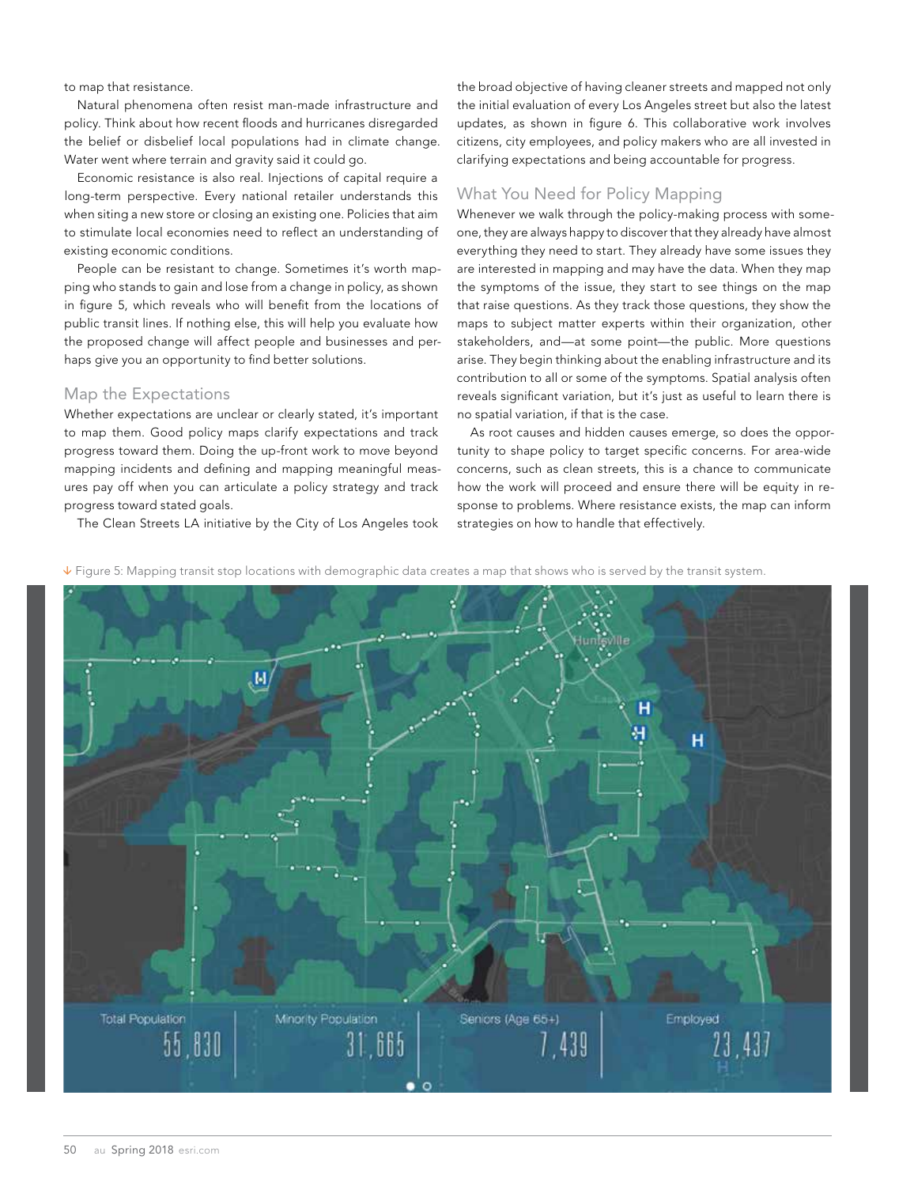to map that resistance.

Natural phenomena often resist man-made infrastructure and policy. Think about how recent floods and hurricanes disregarded the belief or disbelief local populations had in climate change. Water went where terrain and gravity said it could go.

Economic resistance is also real. Injections of capital require a long-term perspective. Every national retailer understands this when siting a new store or closing an existing one. Policies that aim to stimulate local economies need to reflect an understanding of existing economic conditions.

People can be resistant to change. Sometimes it's worth mapping who stands to gain and lose from a change in policy, as shown in figure 5, which reveals who will benefit from the locations of public transit lines. If nothing else, this will help you evaluate how the proposed change will affect people and businesses and perhaps give you an opportunity to find better solutions.

## Map the Expectations

Whether expectations are unclear or clearly stated, it's important to map them. Good policy maps clarify expectations and track progress toward them. Doing the up-front work to move beyond mapping incidents and defining and mapping meaningful measures pay off when you can articulate a policy strategy and track progress toward stated goals.

The Clean Streets LA initiative by the City of Los Angeles took the broad objective of having cleaner streets and mapped not only the initial evaluation of every Los Angeles street but also the latest updates, as shown in figure 6. This collaborative work involves citizens, city employees, and policy makers who are all invested in clarifying expectations and being accountable for progress.

## What You Need for Policy Mapping

Whenever we walk through the policy-making process with someone, they are always happy to discover that they already have almost everything they need to start. They already have some issues they are interested in mapping and may have the data. When they map the symptoms of the issue, they start to see things on the map that raise questions. As they track those questions, they show the maps to subject matter experts within their organization, other stakeholders, and—at some point—the public. More questions arise. They begin thinking about the enabling infrastructure and its contribution to all or some of the symptoms. Spatial analysis often reveals significant variation, but it's just as useful to learn there is no spatial variation, if that is the case.

As root causes and hidden causes emerge, so does the opportunity to shape policy to target specific concerns. For area-wide concerns, such as clean streets, this is a chance to communicate how the work will proceed and ensure there will be equity in response to problems. Where resistance exists, the map can inform strategies on how to handle that effectively.

↓ Figure 5: Mapping transit stop locations with demographic data creates a map that shows who is served by the transit system.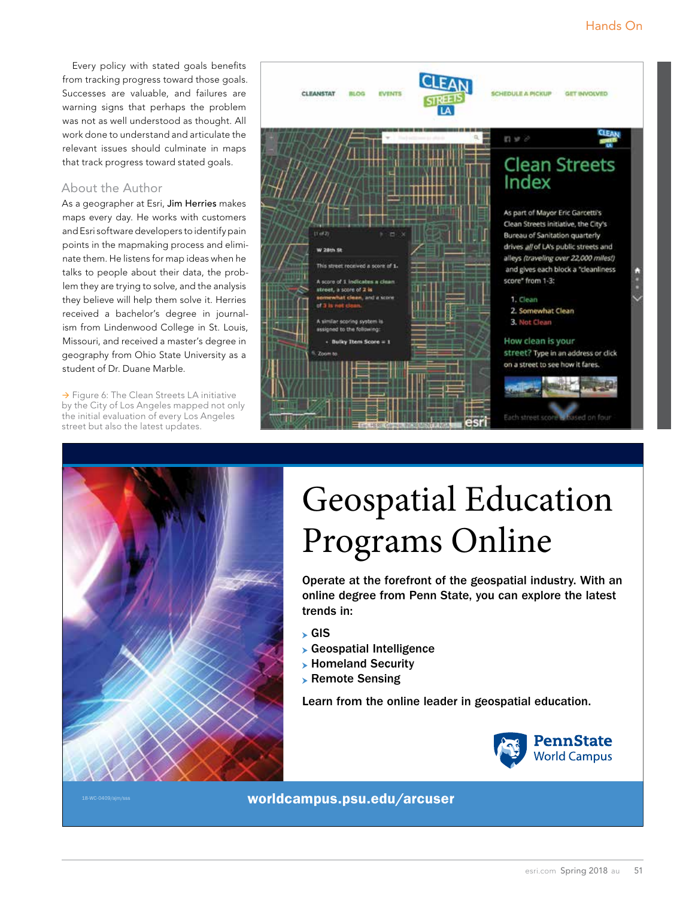Every policy with stated goals benefits from tracking progress toward those goals. Successes are valuable, and failures are warning signs that perhaps the problem was not as well understood as thought. All work done to understand and articulate the relevant issues should culminate in maps that track progress toward stated goals.

## About the Author

As a geographer at Esri, **Jim Herries** makes maps every day. He works with customers and Esri software developers to identify pain points in the mapmaking process and eliminate them. He listens for map ideas when he talks to people about their data, the problem they are trying to solve, and the analysis they believe will help them solve it. Herries received a bachelor's degree in journalism from Lindenwood College in St. Louis, Missouri, and received a master's degree in geography from Ohio State University as a student of Dr. Duane Marble.

→ Figure 6: The Clean Streets LA initiative by the City of Los Angeles mapped not only the initial evaluation of every Los Angeles street but also the latest updates.

# Geospatial Education Programs Online

**Operate at the forefront of the geospatial industry. With an online degree from Penn State, you can explore the latest trends in:**

- **GIS**
- **Geospatial Intelligence**
- **Homeland Security**
- **Remote Sensing**

**Learn from the online leader in geospatial education.**

PennState World Campus

18-WC-0409/ajm/sss

**worldcampus.psu.edu/arcuser**